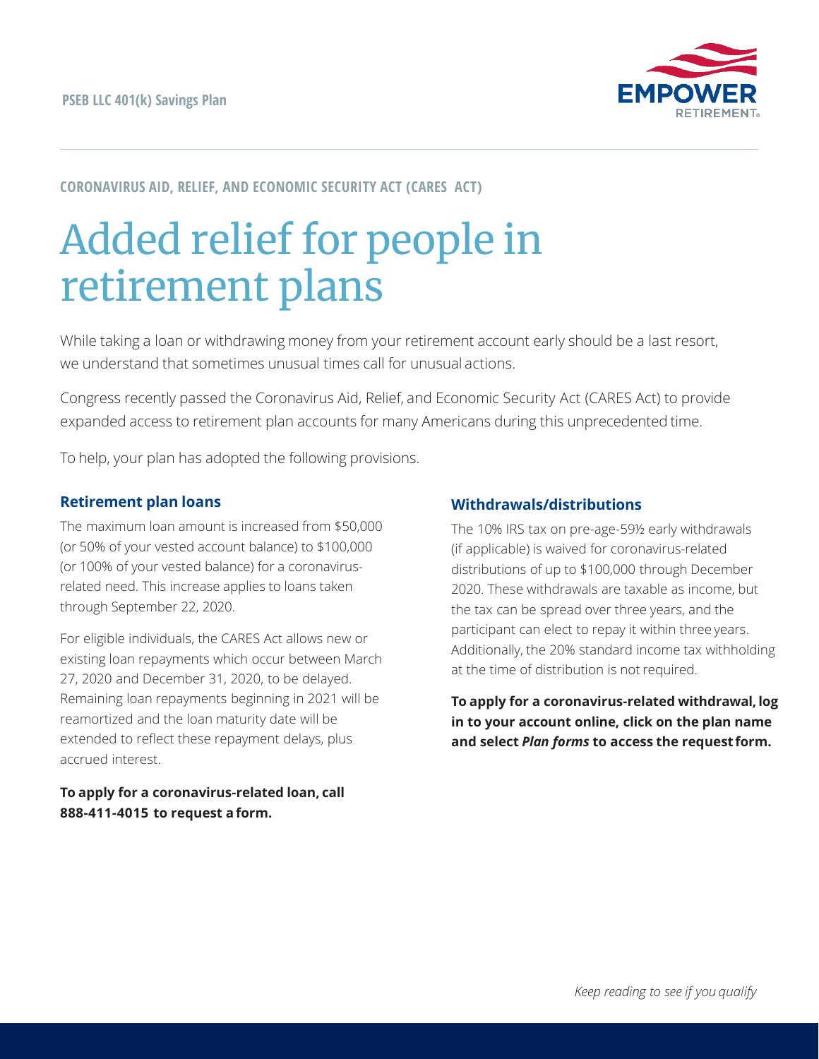PSEB LLC 401(k) Savings Plan

EMPOWER RETIREMENT

CORONAVIRUS AID, RELIEF, AND ECONOMIC SECURITY ACT (CARES ACT)

# Added relief for people in retirement plans

While taking a loan or withdrawing money from your retirement account early should be a last resort, we understand that sometimes unusual times call for unusual actions.

Congress recently passed the Coronavirus Aid, Relief, and Economic Security Act (CARES Act) to provide expanded access to retirement plan accounts for many Americans during this unprecedented time.

To help, your plan has adopted the following provisions.

## Retirement plan loans

The maximum loan amount is increased from $50,000 (or 50% of your vested account balance) to $100,000 (or 100% of your vested balance) for a coronavirus-related need. This increase applies to loans taken through September 22, 2020.

For eligible individuals, the CARES Act allows new or existing loan repayments which occur between March 27, 2020 and December 31, 2020, to be delayed. Remaining loan repayments beginning in 2021 will be reamortized and the loan maturity date will be extended to reflect these repayment delays, plus accrued interest.

**To apply for a coronavirus-related loan, call 888-411-4015 to request a form.**

## Withdrawals/distributions

The 10% IRS tax on pre-age-59½ early withdrawals (if applicable) is waived for coronavirus-related distributions of up to $100,000 through December 2020. These withdrawals are taxable as income, but the tax can be spread over three years, and the participant can elect to repay it within three years. Additionally, the 20% standard income tax withholding at the time of distribution is not required.

**To apply for a coronavirus-related withdrawal, log in to your account online, click on the plan name and select *Plan forms* to access the request form.**

*Keep reading to see if you qualify*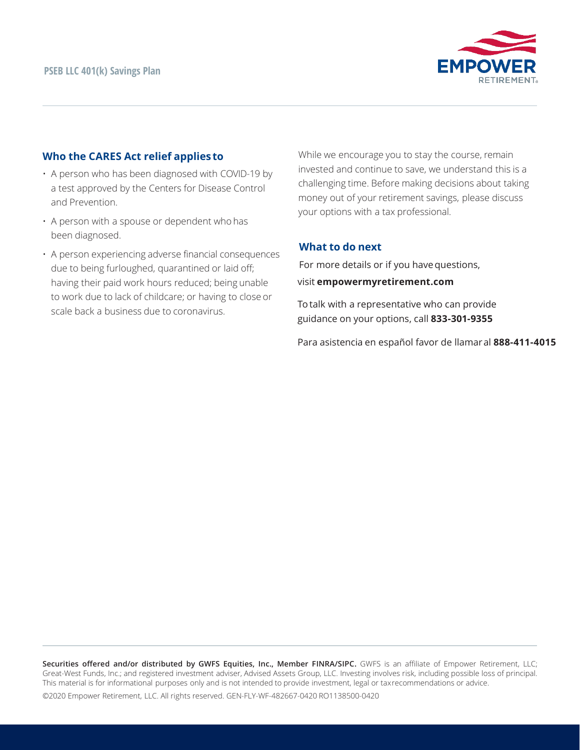## Who the CARES Act relief applies to

- A person who has been diagnosed with COVID-19 by a test approved by the Centers for Disease Control and Prevention.
- A person with a spouse or dependent who has been diagnosed.
- A person experiencing adverse financial consequences due to being furloughed, quarantined or laid off; having their paid work hours reduced; being unable to work due to lack of childcare; or having to close or scale back a business due to coronavirus.

While we encourage you to stay the course, remain invested and continue to save, we understand this is a challenging time. Before making decisions about taking money out of your retirement savings, please discuss your options with a tax professional.

## What to do next

For more details or if you have questions, visit **empowermyretirement.com**

To talk with a representative who can provide guidance on your options, call **833-301-9355**

Para asistencia en español favor de llamar al **888-411-4015**

**Securities offered and/or distributed by GWFS Equities, Inc., Member FINRA/SIPC.** GWFS is an affiliate of Empower Retirement, LLC; Great-West Funds, Inc.; and registered investment adviser, Advised Assets Group, LLC. Investing involves risk, including possible loss of principal. This material is for informational purposes only and is not intended to provide investment, legal or tax recommendations or advice.

©2020 Empower Retirement, LLC. All rights reserved. GEN-FLY-WF-482667-0420 RO1138500-0420